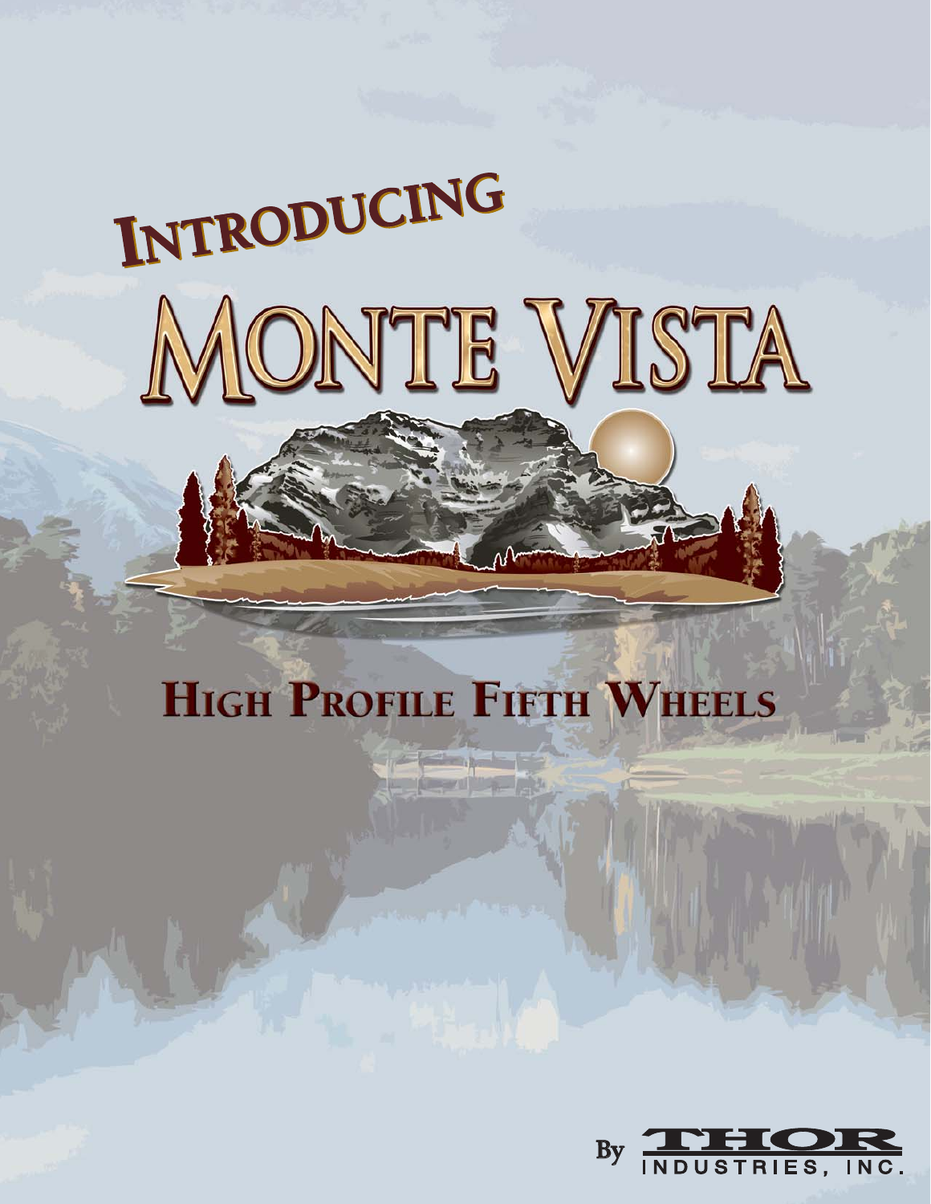# Introducing

# Monte Vista

## High Profile Fifth Wheels

By THOR INDUSTRIES, INC.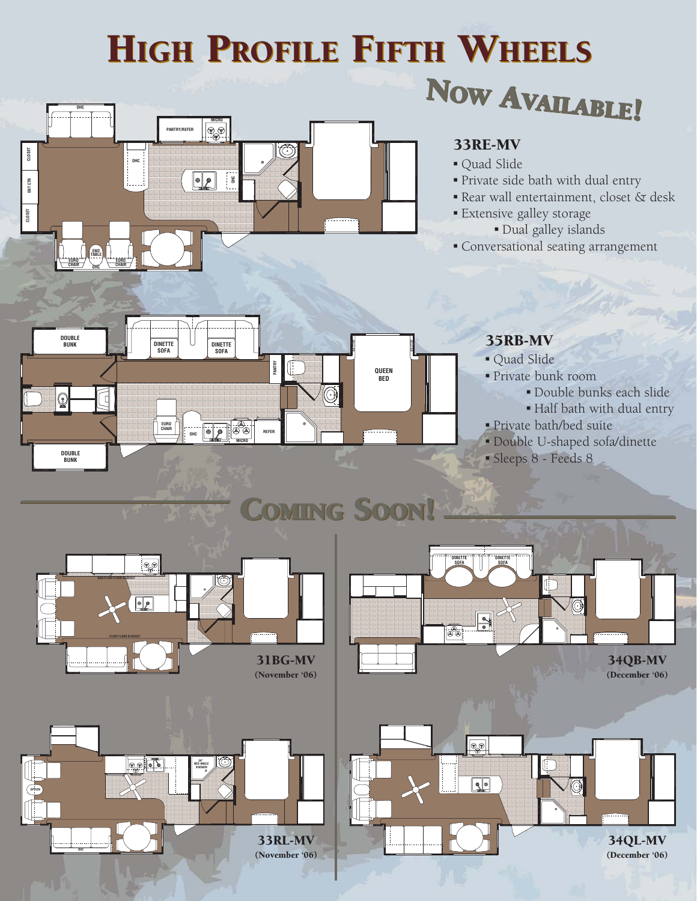# High Profile Fifth Wheels

## Now Available!

### 33RE-MV

- Quad Slide
- Private side bath with dual entry
- Rear wall entertainment, closet & desk
- Extensive galley storage
  - Dual galley islands
- Conversational seating arrangement

### 35RB-MV

- Quad Slide
- Private bunk room
  - Double bunks each slide
  - Half bath with dual entry
- Private bath/bed suite
- Double U-shaped sofa/dinette
- Sleeps 8 - Feeds 8

## Coming Soon!

**31BG-MV**
(November '06)

**34QB-MV**
(December '06)

**33RL-MV**
(November '06)

**34QL-MV**
(December '06)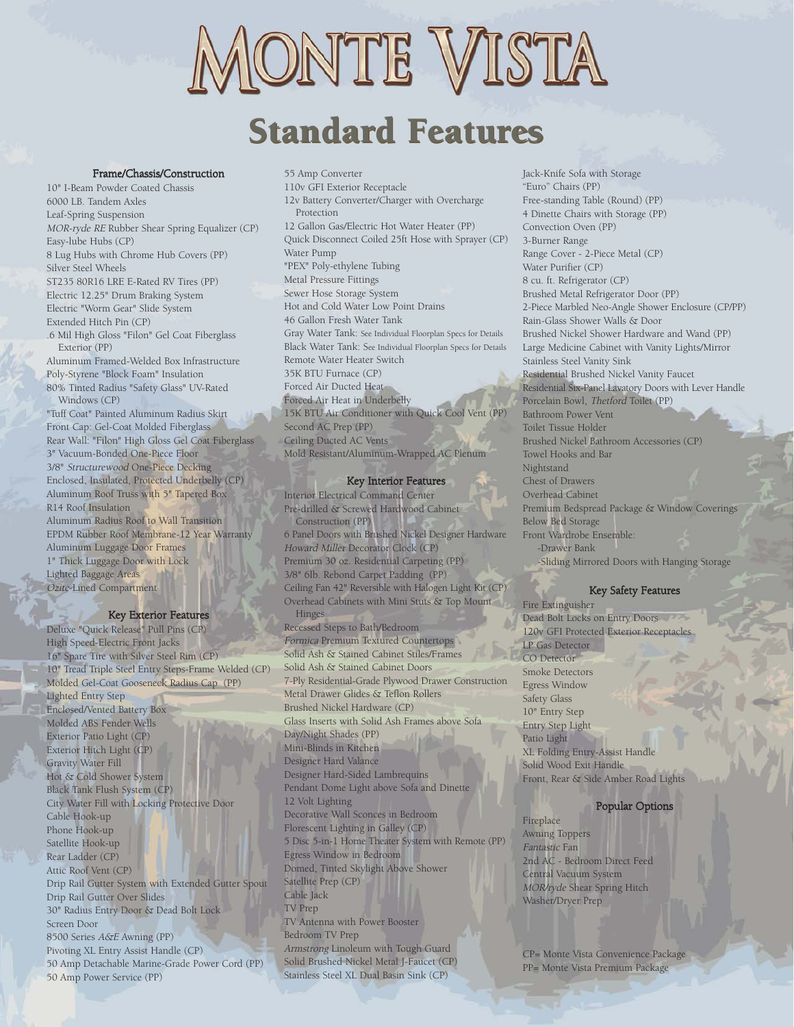# MONTE VISTA

## Standard Features

### Frame/Chassis/Construction

10" I-Beam Powder Coated Chassis
6000 LB. Tandem Axles
Leaf-Spring Suspension
*MOR-ryde RE* Rubber Shear Spring Equalizer (CP)
Easy-lube Hubs (CP)
8 Lug Hubs with Chrome Hub Covers (PP)
Silver Steel Wheels
ST235 80R16 LRE E-Rated RV Tires (PP)
Electric 12.25" Drum Braking System
Electric "Worm Gear" Slide System
Extended Hitch Pin (CP)
.6 Mil High Gloss "Filon" Gel Coat Fiberglass Exterior (PP)
Aluminum Framed-Welded Box Infrastructure
Poly-Styrene "Block Foam" Insulation
80% Tinted Radius "Safety Glass" UV-Rated Windows (CP)
"Tuff Coat" Painted Aluminum Radius Skirt
Front Cap: Gel-Coat Molded Fiberglass
Rear Wall: "Filon" High Gloss Gel Coat Fiberglass
3" Vacuum-Bonded One-Piece Floor
3/8" *Structurewood* One-Piece Decking
Enclosed, Insulated, Protected Underbelly (CP)
Aluminum Roof Truss with 5" Tapered Box
R14 Roof Insulation
Aluminum Radius Roof to Wall Transition
EPDM Rubber Roof Membrane-12 Year Warranty
Aluminum Luggage Door Frames
1" Thick Luggage Door with Lock
Lighted Baggage Areas
*Ozite*-Lined Compartment

### Key Exterior Features

Deluxe "Quick Release" Pull Pins (CP)
High Speed-Electric Front Jacks
16" Spare Tire with Silver Steel Rim (CP)
10" Tread Triple Steel Entry Steps-Frame Welded (CP)
Molded Gel-Coat Gooseneck Radius Cap (PP)
Lighted Entry Step
Enclosed/Vented Battery Box
Molded ABS Fender Wells
Exterior Patio Light (CP)
Exterior Hitch Light (CP)
Gravity Water Fill
Hot & Cold Shower System
Black Tank Flush System (CP)
City Water Fill with Locking Protective Door
Cable Hook-up
Phone Hook-up
Satellite Hook-up
Rear Ladder (CP)
Attic Roof Vent (CP)
Drip Rail Gutter System with Extended Gutter Spout
Drip Rail Gutter Over Slides
30" Radius Entry Door & Dead Bolt Lock
Screen Door
8500 Series *A&E* Awning (PP)
Pivoting XL Entry Assist Handle (CP)
50 Amp Detachable Marine-Grade Power Cord (PP)
50 Amp Power Service (PP)
55 Amp Converter
110v GFI Exterior Receptacle
12v Battery Converter/Charger with Overcharge Protection
12 Gallon Gas/Electric Hot Water Heater (PP)
Quick Disconnect Coiled 25ft Hose with Sprayer (CP)
Water Pump
"PEX" Poly-ethylene Tubing
Metal Pressure Fittings
Sewer Hose Storage System
Hot and Cold Water Low Point Drains
46 Gallon Fresh Water Tank
Gray Water Tank: See Individual Floorplan Specs for Details
Black Water Tank: See Individual Floorplan Specs for Details
Remote Water Heater Switch
35K BTU Furnace (CP)
Forced Air Ducted Heat
Forced Air Heat in Underbelly
15K BTU Air Conditioner with Quick Cool Vent (PP)
Second AC Prep (PP)
Ceiling Ducted AC Vents
Mold Resistant/Aluminum-Wrapped AC Plenum

### Key Interior Features

Interior Electrical Command Center
Pre-drilled & Screwed Hardwood Cabinet Construction (PP)
6 Panel Doors with Brushed Nickel Designer Hardware
*Howard Miller* Decorator Clock (CP)
Premium 30 oz. Residential Carpeting (PP)
3/8" 6lb. Rebond Carpet Padding (PP)
Ceiling Fan 42" Reversible with Halogen Light Kit (CP)
Overhead Cabinets with Mini Struts & Top Mount Hinges
Recessed Steps to Bath/Bedroom
*Formica* Premium Textured Countertops
Solid Ash & Stained Cabinet Stiles/Frames
Solid Ash & Stained Cabinet Doors
7-Ply Residential-Grade Plywood Drawer Construction
Metal Drawer Glides & Teflon Rollers
Brushed Nickel Hardware (CP)
Glass Inserts with Solid Ash Frames above Sofa
Day/Night Shades (PP)
Mini-Blinds in Kitchen
Designer Hard Valance
Designer Hard-Sided Lambrequins
Pendant Dome Light above Sofa and Dinette
12 Volt Lighting
Decorative Wall Sconces in Bedroom
Florescent Lighting in Galley (CP)
5 Disc 5-in-1 Home Theater System with Remote (PP)
Egress Window in Bedroom
Domed, Tinted Skylight Above Shower
Satellite Prep (CP)
Cable Jack
TV Prep
TV Antenna with Power Booster
Bedroom TV Prep
*Armstrong* Linoleum with Tough Guard
Solid Brushed Nickel Metal J-Faucet (CP)
Stainless Steel XL Dual Basin Sink (CP)
Jack-Knife Sofa with Storage
"Euro" Chairs (PP)
Free-standing Table (Round) (PP)
4 Dinette Chairs with Storage (PP)
Convection Oven (PP)
3-Burner Range
Range Cover - 2-Piece Metal (CP)
Water Purifier (CP)
8 cu. ft. Refrigerator (CP)
Brushed Metal Refrigerator Door (PP)
2-Piece Marbled Neo-Angle Shower Enclosure (CP/PP)
Rain-Glass Shower Walls & Door
Brushed Nickel Shower Hardware and Wand (PP)
Large Medicine Cabinet with Vanity Lights/Mirror
Stainless Steel Vanity Sink
Residential Brushed Nickel Vanity Faucet
Residential Six-Panel Lavatory Doors with Lever Handle
Porcelain Bowl, *Thetford* Toilet (PP)
Bathroom Power Vent
Toilet Tissue Holder
Brushed Nickel Bathroom Accessories (CP)
Towel Hooks and Bar
Nightstand
Chest of Drawers
Overhead Cabinet
Premium Bedspread Package & Window Coverings
Below Bed Storage
Front Wardrobe Ensemble:
- Drawer Bank
- Sliding Mirrored Doors with Hanging Storage

### Key Safety Features

Fire Extinguisher
Dead Bolt Locks on Entry Doors
120v GFI Protected Exterior Receptacles
LP Gas Detector
CO Detector
Smoke Detectors
Egress Window
Safety Glass
10" Entry Step
Entry Step Light
Patio Light
XL Folding Entry-Assist Handle
Solid Wood Exit Handle
Front, Rear & Side Amber Road Lights

### Popular Options

Fireplace
Awning Toppers
*Fantastic* Fan
2nd AC - Bedroom Direct Feed
Central Vacuum System
*MOR/ryde* Shear Spring Hitch
Washer/Dryer Prep

CP= Monte Vista Convenience Package
PP= Monte Vista Premium Package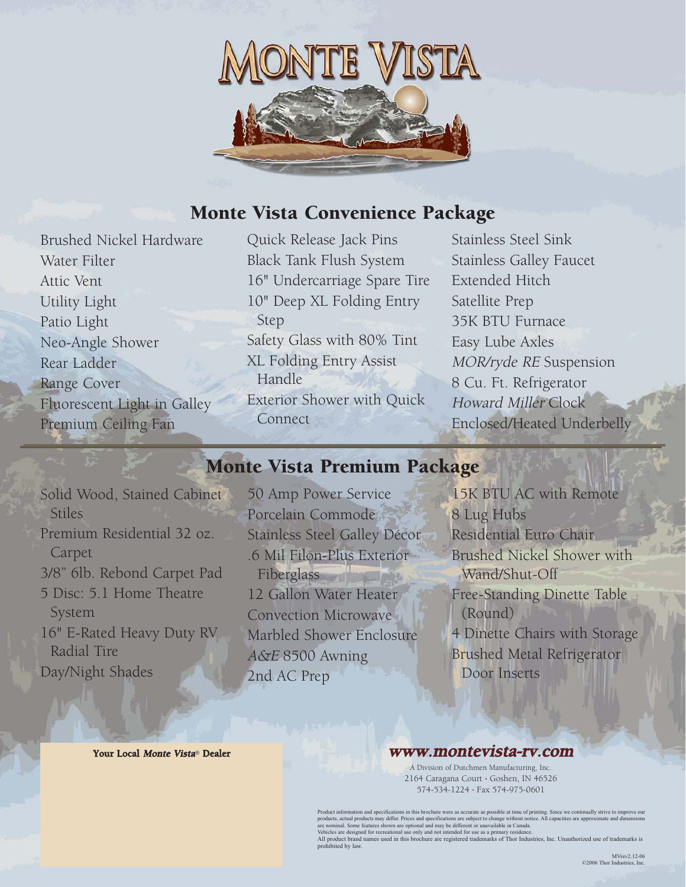# MONTE VISTA

## Monte Vista Convenience Package

- Brushed Nickel Hardware
- Water Filter
- Attic Vent
- Utility Light
- Patio Light
- Neo-Angle Shower
- Rear Ladder
- Range Cover
- Fluorescent Light in Galley
- Premium Ceiling Fan
- Quick Release Jack Pins
- Black Tank Flush System
- 16" Undercarriage Spare Tire
- 10" Deep XL Folding Entry Step
- Safety Glass with 80% Tint
- XL Folding Entry Assist Handle
- Exterior Shower with Quick Connect
- Stainless Steel Sink
- Stainless Galley Faucet
- Extended Hitch
- Satellite Prep
- 35K BTU Furnace
- Easy Lube Axles
- *MOR/ryde RE* Suspension
- 8 Cu. Ft. Refrigerator
- *Howard Miller* Clock
- Enclosed/Heated Underbelly

## Monte Vista Premium Package

- Solid Wood, Stained Cabinet Stiles
- Premium Residential 32 oz. Carpet
- 3/8" 6lb. Rebond Carpet Pad
- 5 Disc: 5.1 Home Theatre System
- 16" E-Rated Heavy Duty RV Radial Tire
- Day/Night Shades
- 50 Amp Power Service
- Porcelain Commode
- Stainless Steel Galley Décor
- .6 Mil Filon-Plus Exterior Fiberglass
- 12 Gallon Water Heater
- Convection Microwave
- Marbled Shower Enclosure
- *A&E* 8500 Awning
- 2nd AC Prep
- 15K BTU AC with Remote
- 8 Lug Hubs
- Residential Euro Chair
- Brushed Nickel Shower with Wand/Shut-Off
- Free-Standing Dinette Table (Round)
- 4 Dinette Chairs with Storage
- Brushed Metal Refrigerator Door Inserts

**Your Local *Monte Vista*® Dealer**

***www.montevista-rv.com***

A Division of Dutchmen Manufacturing, Inc.
2164 Caragana Court · Goshen, IN 46526
574-534-1224 · Fax 574-975-0601

Product information and specifications in this brochure were as accurate as possible at time of printing. Since we continually strive to improve our products, actual products may differ. Prices and specifications are subject to change without notice. All capacities are approximate and dimensions are nominal. Some features shown are optional and may be different or unavailable in Canada.
Vehicles are designed for recreational use only and not intended for use as a primary residence.
All product brand names used in this brochure are registered trademarks of Thor Industries, Inc. Unauthorized use of trademarks is prohibited by law.

MVrev2.12-06
©2006 Thor Industries, Inc.